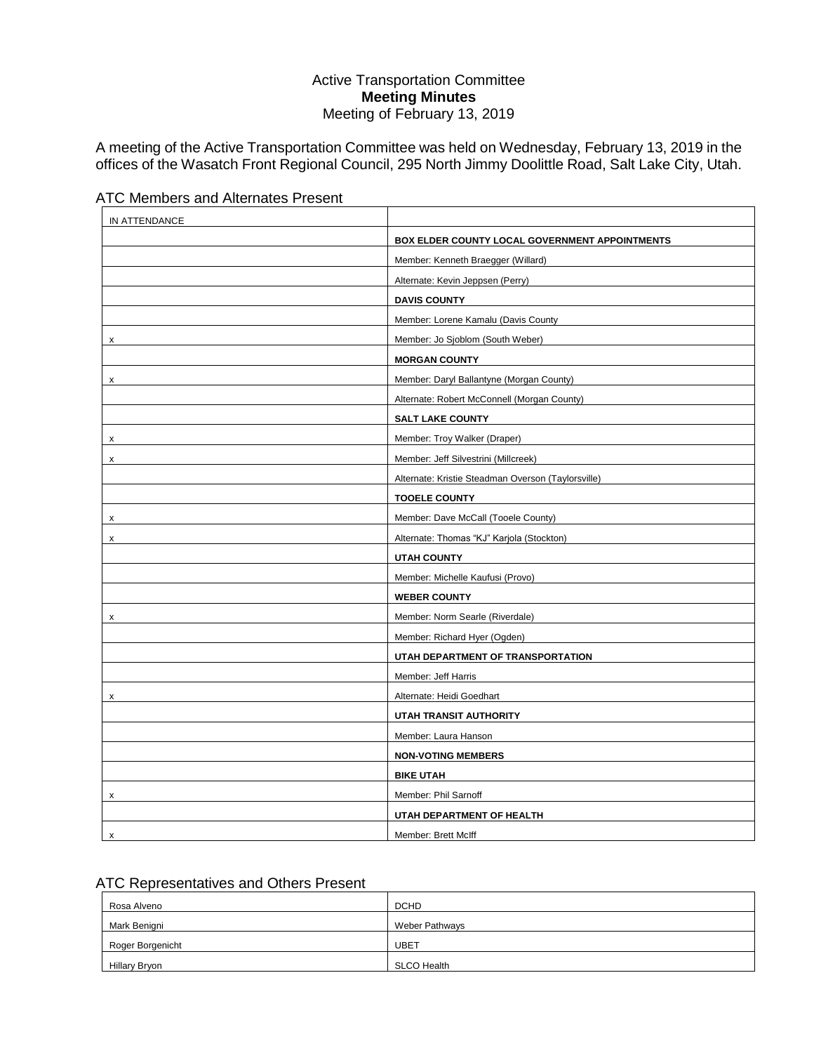Active Transportation Committee
**Meeting Minutes**
Meeting of February 13, 2019

A meeting of the Active Transportation Committee was held on Wednesday, February 13, 2019 in the offices of the Wasatch Front Regional Council, 295 North Jimmy Doolittle Road, Salt Lake City, Utah.

## ATC Members and Alternates Present

| IN ATTENDANCE | |
|---|---|
| | **BOX ELDER COUNTY LOCAL GOVERNMENT APPOINTMENTS** |
| | Member: Kenneth Braegger (Willard) |
| | Alternate: Kevin Jeppsen (Perry) |
| | **DAVIS COUNTY** |
| | Member: Lorene Kamalu (Davis County |
| x | Member: Jo Sjoblom (South Weber) |
| | **MORGAN COUNTY** |
| x | Member: Daryl Ballantyne (Morgan County) |
| | Alternate: Robert McConnell (Morgan County) |
| | **SALT LAKE COUNTY** |
| x | Member: Troy Walker (Draper) |
| x | Member: Jeff Silvestrini (Millcreek) |
| | Alternate: Kristie Steadman Overson (Taylorsville) |
| | **TOOELE COUNTY** |
| x | Member: Dave McCall (Tooele County) |
| x | Alternate: Thomas "KJ" Karjola (Stockton) |
| | **UTAH COUNTY** |
| | Member: Michelle Kaufusi (Provo) |
| | **WEBER COUNTY** |
| x | Member: Norm Searle (Riverdale) |
| | Member: Richard Hyer (Ogden) |
| | **UTAH DEPARTMENT OF TRANSPORTATION** |
| | Member: Jeff Harris |
| x | Alternate: Heidi Goedhart |
| | **UTAH TRANSIT AUTHORITY** |
| | Member: Laura Hanson |
| | **NON-VOTING MEMBERS** |
| | **BIKE UTAH** |
| x | Member: Phil Sarnoff |
| | **UTAH DEPARTMENT OF HEALTH** |
| x | Member: Brett McIff |

## ATC Representatives and Others Present

| | |
|---|---|
| Rosa Alveno | DCHD |
| Mark Benigni | Weber Pathways |
| Roger Borgenicht | UBET |
| Hillary Bryon | SLCO Health |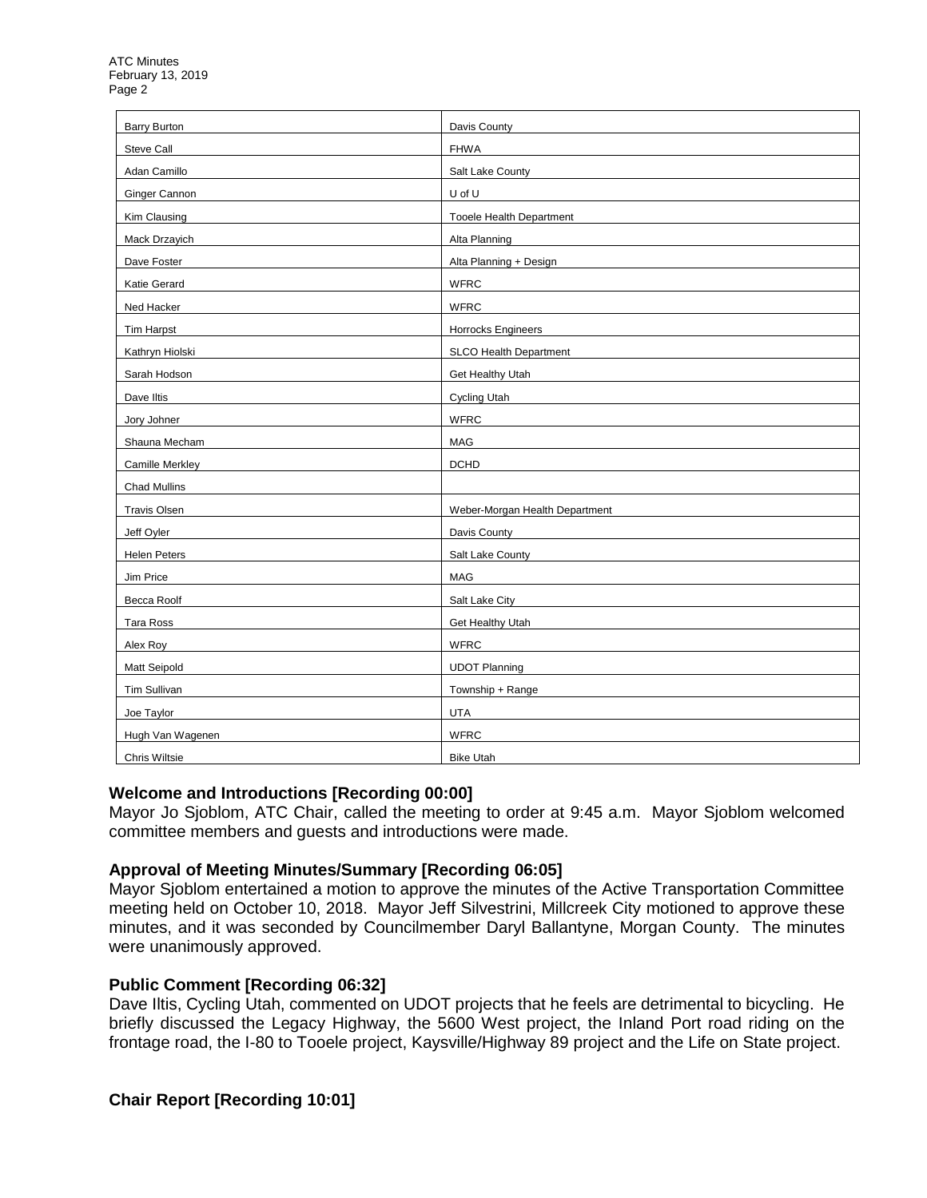| Barry Burton | Davis County |
|---|---|
| Steve Call | FHWA |
| Adan Camillo | Salt Lake County |
| Ginger Cannon | U of U |
| Kim Clausing | Tooele Health Department |
| Mack Drzayich | Alta Planning |
| Dave Foster | Alta Planning + Design |
| Katie Gerard | WFRC |
| Ned Hacker | WFRC |
| Tim Harpst | Horrocks Engineers |
| Kathryn Hiolski | SLCO Health Department |
| Sarah Hodson | Get Healthy Utah |
| Dave Iltis | Cycling Utah |
| Jory Johner | WFRC |
| Shauna Mecham | MAG |
| Camille Merkley | DCHD |
| Chad Mullins | |
| Travis Olsen | Weber-Morgan Health Department |
| Jeff Oyler | Davis County |
| Helen Peters | Salt Lake County |
| Jim Price | MAG |
| Becca Roolf | Salt Lake City |
| Tara Ross | Get Healthy Utah |
| Alex Roy | WFRC |
| Matt Seipold | UDOT Planning |
| Tim Sullivan | Township + Range |
| Joe Taylor | UTA |
| Hugh Van Wagenen | WFRC |
| Chris Wiltsie | Bike Utah |

**Welcome and Introductions [Recording 00:00]**

Mayor Jo Sjoblom, ATC Chair, called the meeting to order at 9:45 a.m. Mayor Sjoblom welcomed committee members and guests and introductions were made.

**Approval of Meeting Minutes/Summary [Recording 06:05]**

Mayor Sjoblom entertained a motion to approve the minutes of the Active Transportation Committee meeting held on October 10, 2018. Mayor Jeff Silvestrini, Millcreek City motioned to approve these minutes, and it was seconded by Councilmember Daryl Ballantyne, Morgan County. The minutes were unanimously approved.

**Public Comment [Recording 06:32]**

Dave Iltis, Cycling Utah, commented on UDOT projects that he feels are detrimental to bicycling. He briefly discussed the Legacy Highway, the 5600 West project, the Inland Port road riding on the frontage road, the I-80 to Tooele project, Kaysville/Highway 89 project and the Life on State project.

**Chair Report [Recording 10:01]**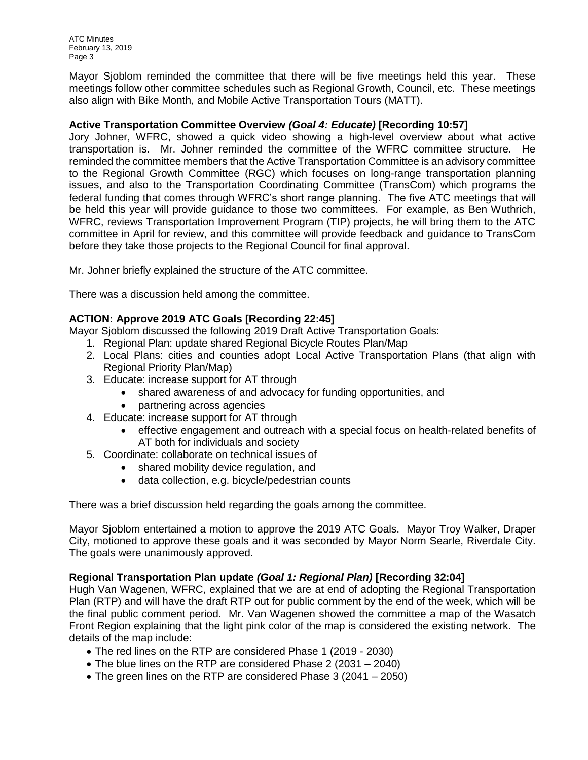Mayor Sjoblom reminded the committee that there will be five meetings held this year. These meetings follow other committee schedules such as Regional Growth, Council, etc. These meetings also align with Bike Month, and Mobile Active Transportation Tours (MATT).

**Active Transportation Committee Overview *(Goal 4: Educate)* [Recording 10:57]**

Jory Johner, WFRC, showed a quick video showing a high-level overview about what active transportation is. Mr. Johner reminded the committee of the WFRC committee structure. He reminded the committee members that the Active Transportation Committee is an advisory committee to the Regional Growth Committee (RGC) which focuses on long-range transportation planning issues, and also to the Transportation Coordinating Committee (TransCom) which programs the federal funding that comes through WFRC's short range planning. The five ATC meetings that will be held this year will provide guidance to those two committees. For example, as Ben Wuthrich, WFRC, reviews Transportation Improvement Program (TIP) projects, he will bring them to the ATC committee in April for review, and this committee will provide feedback and guidance to TransCom before they take those projects to the Regional Council for final approval.

Mr. Johner briefly explained the structure of the ATC committee.

There was a discussion held among the committee.

**ACTION: Approve 2019 ATC Goals [Recording 22:45]**

Mayor Sjoblom discussed the following 2019 Draft Active Transportation Goals:

1. Regional Plan: update shared Regional Bicycle Routes Plan/Map
2. Local Plans: cities and counties adopt Local Active Transportation Plans (that align with Regional Priority Plan/Map)
3. Educate: increase support for AT through
   - shared awareness of and advocacy for funding opportunities, and
   - partnering across agencies
4. Educate: increase support for AT through
   - effective engagement and outreach with a special focus on health-related benefits of AT both for individuals and society
5. Coordinate: collaborate on technical issues of
   - shared mobility device regulation, and
   - data collection, e.g. bicycle/pedestrian counts

There was a brief discussion held regarding the goals among the committee.

Mayor Sjoblom entertained a motion to approve the 2019 ATC Goals. Mayor Troy Walker, Draper City, motioned to approve these goals and it was seconded by Mayor Norm Searle, Riverdale City. The goals were unanimously approved.

**Regional Transportation Plan update *(Goal 1: Regional Plan)* [Recording 32:04]**

Hugh Van Wagenen, WFRC, explained that we are at end of adopting the Regional Transportation Plan (RTP) and will have the draft RTP out for public comment by the end of the week, which will be the final public comment period. Mr. Van Wagenen showed the committee a map of the Wasatch Front Region explaining that the light pink color of the map is considered the existing network. The details of the map include:

- The red lines on the RTP are considered Phase 1 (2019 - 2030)
- The blue lines on the RTP are considered Phase 2 (2031 – 2040)
- The green lines on the RTP are considered Phase 3 (2041 – 2050)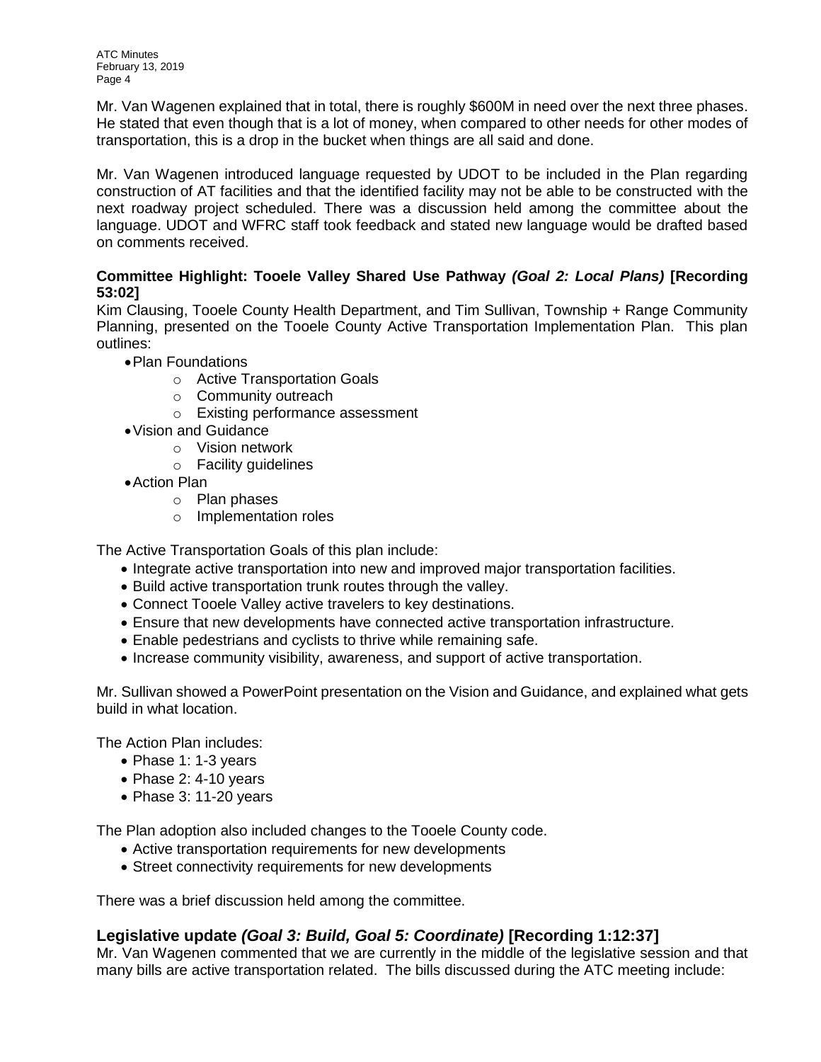Mr. Van Wagenen explained that in total, there is roughly $600M in need over the next three phases. He stated that even though that is a lot of money, when compared to other needs for other modes of transportation, this is a drop in the bucket when things are all said and done.

Mr. Van Wagenen introduced language requested by UDOT to be included in the Plan regarding construction of AT facilities and that the identified facility may not be able to be constructed with the next roadway project scheduled. There was a discussion held among the committee about the language. UDOT and WFRC staff took feedback and stated new language would be drafted based on comments received.

**Committee Highlight: Tooele Valley Shared Use Pathway *(Goal 2: Local Plans)* [Recording 53:02]**

Kim Clausing, Tooele County Health Department, and Tim Sullivan, Township + Range Community Planning, presented on the Tooele County Active Transportation Implementation Plan. This plan outlines:

- Plan Foundations
    - Active Transportation Goals
    - Community outreach
    - Existing performance assessment
- Vision and Guidance
    - Vision network
    - Facility guidelines
- Action Plan
    - Plan phases
    - Implementation roles

The Active Transportation Goals of this plan include:

- Integrate active transportation into new and improved major transportation facilities.
- Build active transportation trunk routes through the valley.
- Connect Tooele Valley active travelers to key destinations.
- Ensure that new developments have connected active transportation infrastructure.
- Enable pedestrians and cyclists to thrive while remaining safe.
- Increase community visibility, awareness, and support of active transportation.

Mr. Sullivan showed a PowerPoint presentation on the Vision and Guidance, and explained what gets build in what location.

The Action Plan includes:

- Phase 1: 1-3 years
- Phase 2: 4-10 years
- Phase 3: 11-20 years

The Plan adoption also included changes to the Tooele County code.

- Active transportation requirements for new developments
- Street connectivity requirements for new developments

There was a brief discussion held among the committee.

## Legislative update *(Goal 3: Build, Goal 5: Coordinate)* [Recording 1:12:37]

Mr. Van Wagenen commented that we are currently in the middle of the legislative session and that many bills are active transportation related. The bills discussed during the ATC meeting include: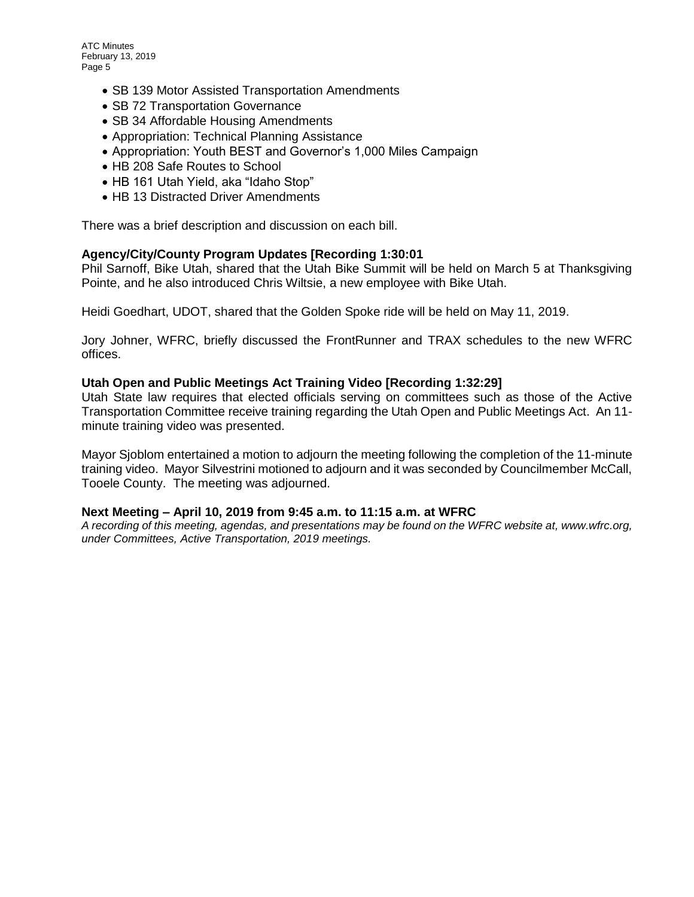- SB 139 Motor Assisted Transportation Amendments
- SB 72 Transportation Governance
- SB 34 Affordable Housing Amendments
- Appropriation: Technical Planning Assistance
- Appropriation: Youth BEST and Governor's 1,000 Miles Campaign
- HB 208 Safe Routes to School
- HB 161 Utah Yield, aka "Idaho Stop"
- HB 13 Distracted Driver Amendments

There was a brief description and discussion on each bill.

**Agency/City/County Program Updates [Recording 1:30:01**

Phil Sarnoff, Bike Utah, shared that the Utah Bike Summit will be held on March 5 at Thanksgiving Pointe, and he also introduced Chris Wiltsie, a new employee with Bike Utah.

Heidi Goedhart, UDOT, shared that the Golden Spoke ride will be held on May 11, 2019.

Jory Johner, WFRC, briefly discussed the FrontRunner and TRAX schedules to the new WFRC offices.

**Utah Open and Public Meetings Act Training Video [Recording 1:32:29]**

Utah State law requires that elected officials serving on committees such as those of the Active Transportation Committee receive training regarding the Utah Open and Public Meetings Act. An 11-minute training video was presented.

Mayor Sjoblom entertained a motion to adjourn the meeting following the completion of the 11-minute training video. Mayor Silvestrini motioned to adjourn and it was seconded by Councilmember McCall, Tooele County. The meeting was adjourned.

**Next Meeting – April 10, 2019 from 9:45 a.m. to 11:15 a.m. at WFRC**

*A recording of this meeting, agendas, and presentations may be found on the WFRC website at, www.wfrc.org, under Committees, Active Transportation, 2019 meetings.*